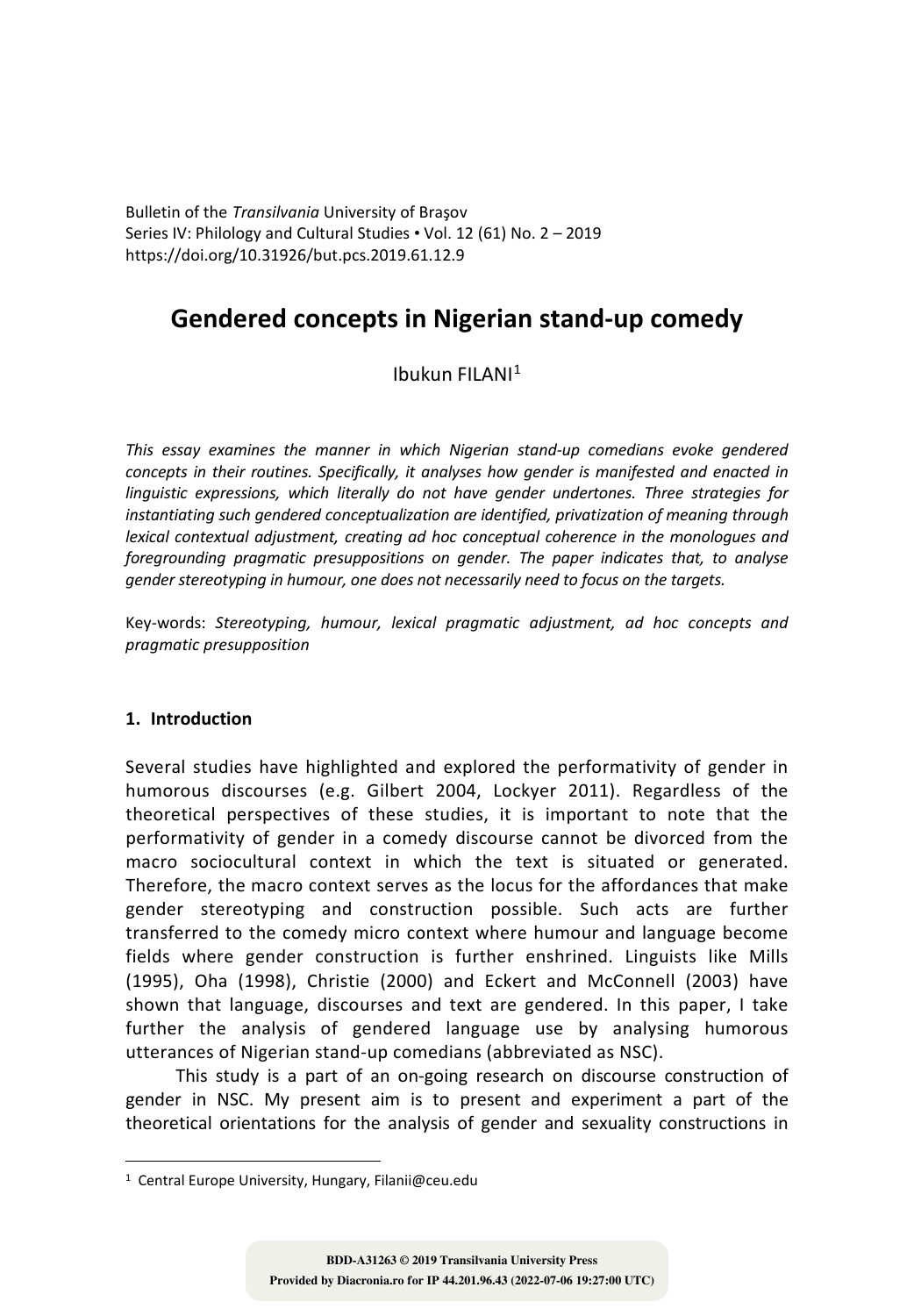Bulletin of the *Transilvania* University of Braşov
Series IV: Philology and Cultural Studies • Vol. 12 (61) No. 2 – 2019
https://doi.org/10.31926/but.pcs.2019.61.12.9

# Gendered concepts in Nigerian stand-up comedy

Ibukun FILANI[1]

*This essay examines the manner in which Nigerian stand-up comedians evoke gendered concepts in their routines. Specifically, it analyses how gender is manifested and enacted in linguistic expressions, which literally do not have gender undertones. Three strategies for instantiating such gendered conceptualization are identified, privatization of meaning through lexical contextual adjustment, creating ad hoc conceptual coherence in the monologues and foregrounding pragmatic presuppositions on gender. The paper indicates that, to analyse gender stereotyping in humour, one does not necessarily need to focus on the targets.*

Key-words: *Stereotyping, humour, lexical pragmatic adjustment, ad hoc concepts and pragmatic presupposition*

## 1. Introduction

Several studies have highlighted and explored the performativity of gender in humorous discourses (e.g. Gilbert 2004, Lockyer 2011). Regardless of the theoretical perspectives of these studies, it is important to note that the performativity of gender in a comedy discourse cannot be divorced from the macro sociocultural context in which the text is situated or generated. Therefore, the macro context serves as the locus for the affordances that make gender stereotyping and construction possible. Such acts are further transferred to the comedy micro context where humour and language become fields where gender construction is further enshrined. Linguists like Mills (1995), Oha (1998), Christie (2000) and Eckert and McConnell (2003) have shown that language, discourses and text are gendered. In this paper, I take further the analysis of gendered language use by analysing humorous utterances of Nigerian stand-up comedians (abbreviated as NSC).

This study is a part of an on-going research on discourse construction of gender in NSC. My present aim is to present and experiment a part of the theoretical orientations for the analysis of gender and sexuality constructions in

---

[1] Central Europe University, Hungary, Filanii@ceu.edu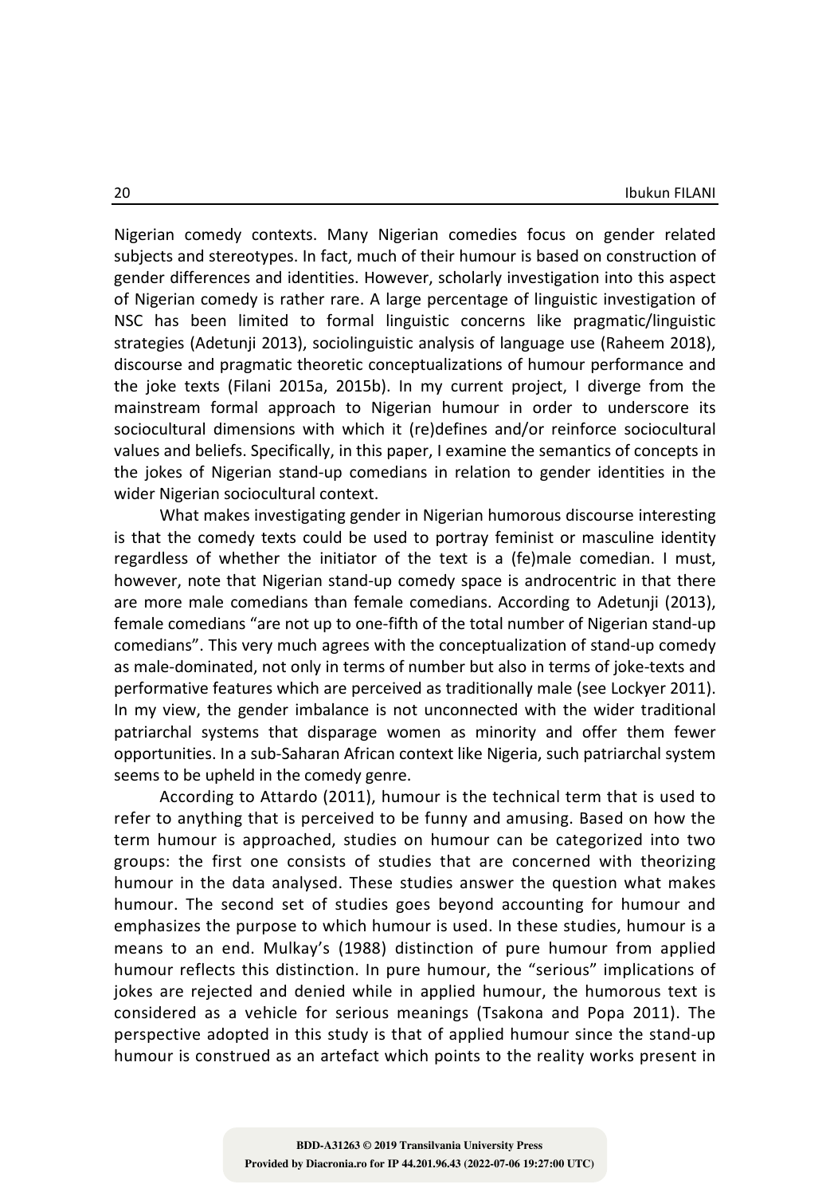Nigerian comedy contexts. Many Nigerian comedies focus on gender related subjects and stereotypes. In fact, much of their humour is based on construction of gender differences and identities. However, scholarly investigation into this aspect of Nigerian comedy is rather rare. A large percentage of linguistic investigation of NSC has been limited to formal linguistic concerns like pragmatic/linguistic strategies (Adetunji 2013), sociolinguistic analysis of language use (Raheem 2018), discourse and pragmatic theoretic conceptualizations of humour performance and the joke texts (Filani 2015a, 2015b). In my current project, I diverge from the mainstream formal approach to Nigerian humour in order to underscore its sociocultural dimensions with which it (re)defines and/or reinforce sociocultural values and beliefs. Specifically, in this paper, I examine the semantics of concepts in the jokes of Nigerian stand-up comedians in relation to gender identities in the wider Nigerian sociocultural context.

What makes investigating gender in Nigerian humorous discourse interesting is that the comedy texts could be used to portray feminist or masculine identity regardless of whether the initiator of the text is a (fe)male comedian. I must, however, note that Nigerian stand-up comedy space is androcentric in that there are more male comedians than female comedians. According to Adetunji (2013), female comedians "are not up to one-fifth of the total number of Nigerian stand-up comedians". This very much agrees with the conceptualization of stand-up comedy as male-dominated, not only in terms of number but also in terms of joke-texts and performative features which are perceived as traditionally male (see Lockyer 2011). In my view, the gender imbalance is not unconnected with the wider traditional patriarchal systems that disparage women as minority and offer them fewer opportunities. In a sub-Saharan African context like Nigeria, such patriarchal system seems to be upheld in the comedy genre.

According to Attardo (2011), humour is the technical term that is used to refer to anything that is perceived to be funny and amusing. Based on how the term humour is approached, studies on humour can be categorized into two groups: the first one consists of studies that are concerned with theorizing humour in the data analysed. These studies answer the question what makes humour. The second set of studies goes beyond accounting for humour and emphasizes the purpose to which humour is used. In these studies, humour is a means to an end. Mulkay's (1988) distinction of pure humour from applied humour reflects this distinction. In pure humour, the "serious" implications of jokes are rejected and denied while in applied humour, the humorous text is considered as a vehicle for serious meanings (Tsakona and Popa 2011). The perspective adopted in this study is that of applied humour since the stand-up humour is construed as an artefact which points to the reality works present in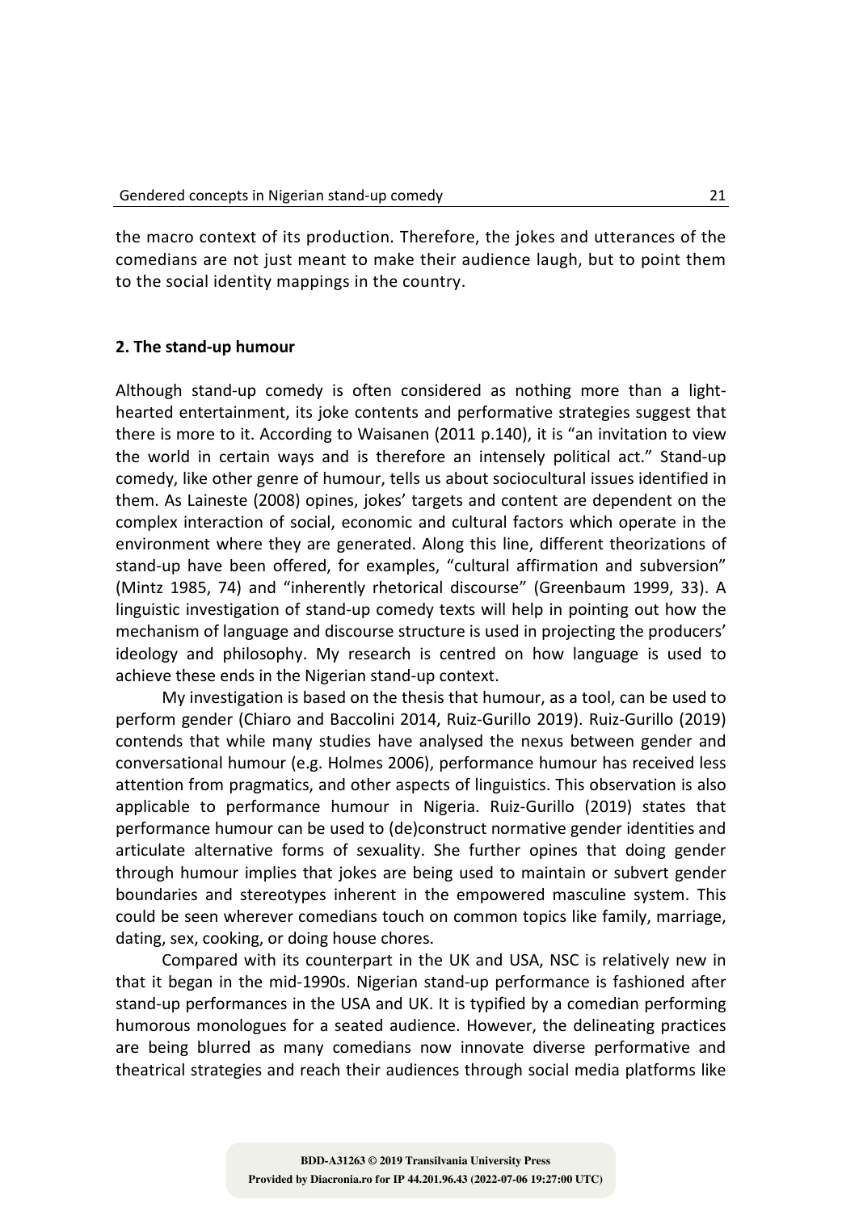the macro context of its production. Therefore, the jokes and utterances of the comedians are not just meant to make their audience laugh, but to point them to the social identity mappings in the country.

## 2. The stand-up humour

Although stand-up comedy is often considered as nothing more than a light-hearted entertainment, its joke contents and performative strategies suggest that there is more to it. According to Waisanen (2011 p.140), it is "an invitation to view the world in certain ways and is therefore an intensely political act." Stand-up comedy, like other genre of humour, tells us about sociocultural issues identified in them. As Laineste (2008) opines, jokes' targets and content are dependent on the complex interaction of social, economic and cultural factors which operate in the environment where they are generated. Along this line, different theorizations of stand-up have been offered, for examples, "cultural affirmation and subversion" (Mintz 1985, 74) and "inherently rhetorical discourse" (Greenbaum 1999, 33). A linguistic investigation of stand-up comedy texts will help in pointing out how the mechanism of language and discourse structure is used in projecting the producers' ideology and philosophy. My research is centred on how language is used to achieve these ends in the Nigerian stand-up context.

My investigation is based on the thesis that humour, as a tool, can be used to perform gender (Chiaro and Baccolini 2014, Ruiz-Gurillo 2019). Ruiz-Gurillo (2019) contends that while many studies have analysed the nexus between gender and conversational humour (e.g. Holmes 2006), performance humour has received less attention from pragmatics, and other aspects of linguistics. This observation is also applicable to performance humour in Nigeria. Ruiz-Gurillo (2019) states that performance humour can be used to (de)construct normative gender identities and articulate alternative forms of sexuality. She further opines that doing gender through humour implies that jokes are being used to maintain or subvert gender boundaries and stereotypes inherent in the empowered masculine system. This could be seen wherever comedians touch on common topics like family, marriage, dating, sex, cooking, or doing house chores.

Compared with its counterpart in the UK and USA, NSC is relatively new in that it began in the mid-1990s. Nigerian stand-up performance is fashioned after stand-up performances in the USA and UK. It is typified by a comedian performing humorous monologues for a seated audience. However, the delineating practices are being blurred as many comedians now innovate diverse performative and theatrical strategies and reach their audiences through social media platforms like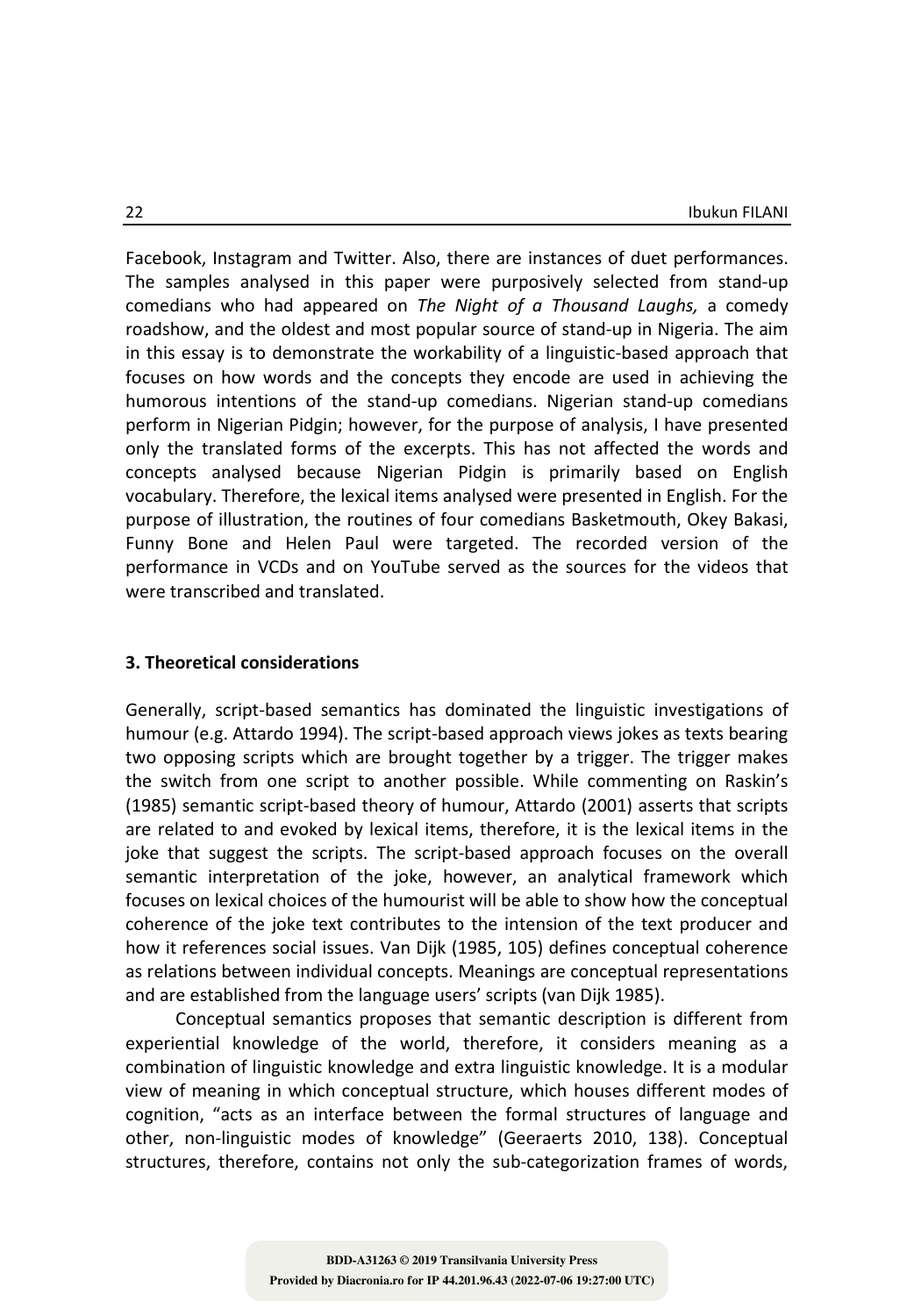Facebook, Instagram and Twitter. Also, there are instances of duet performances. The samples analysed in this paper were purposively selected from stand-up comedians who had appeared on *The Night of a Thousand Laughs,* a comedy roadshow, and the oldest and most popular source of stand-up in Nigeria. The aim in this essay is to demonstrate the workability of a linguistic-based approach that focuses on how words and the concepts they encode are used in achieving the humorous intentions of the stand-up comedians. Nigerian stand-up comedians perform in Nigerian Pidgin; however, for the purpose of analysis, I have presented only the translated forms of the excerpts. This has not affected the words and concepts analysed because Nigerian Pidgin is primarily based on English vocabulary. Therefore, the lexical items analysed were presented in English. For the purpose of illustration, the routines of four comedians Basketmouth, Okey Bakasi, Funny Bone and Helen Paul were targeted. The recorded version of the performance in VCDs and on YouTube served as the sources for the videos that were transcribed and translated.

### 3. Theoretical considerations

Generally, script-based semantics has dominated the linguistic investigations of humour (e.g. Attardo 1994). The script-based approach views jokes as texts bearing two opposing scripts which are brought together by a trigger. The trigger makes the switch from one script to another possible. While commenting on Raskin's (1985) semantic script-based theory of humour, Attardo (2001) asserts that scripts are related to and evoked by lexical items, therefore, it is the lexical items in the joke that suggest the scripts. The script-based approach focuses on the overall semantic interpretation of the joke, however, an analytical framework which focuses on lexical choices of the humourist will be able to show how the conceptual coherence of the joke text contributes to the intension of the text producer and how it references social issues. Van Dijk (1985, 105) defines conceptual coherence as relations between individual concepts. Meanings are conceptual representations and are established from the language users' scripts (van Dijk 1985).

Conceptual semantics proposes that semantic description is different from experiential knowledge of the world, therefore, it considers meaning as a combination of linguistic knowledge and extra linguistic knowledge. It is a modular view of meaning in which conceptual structure, which houses different modes of cognition, "acts as an interface between the formal structures of language and other, non-linguistic modes of knowledge" (Geeraerts 2010, 138). Conceptual structures, therefore, contains not only the sub-categorization frames of words,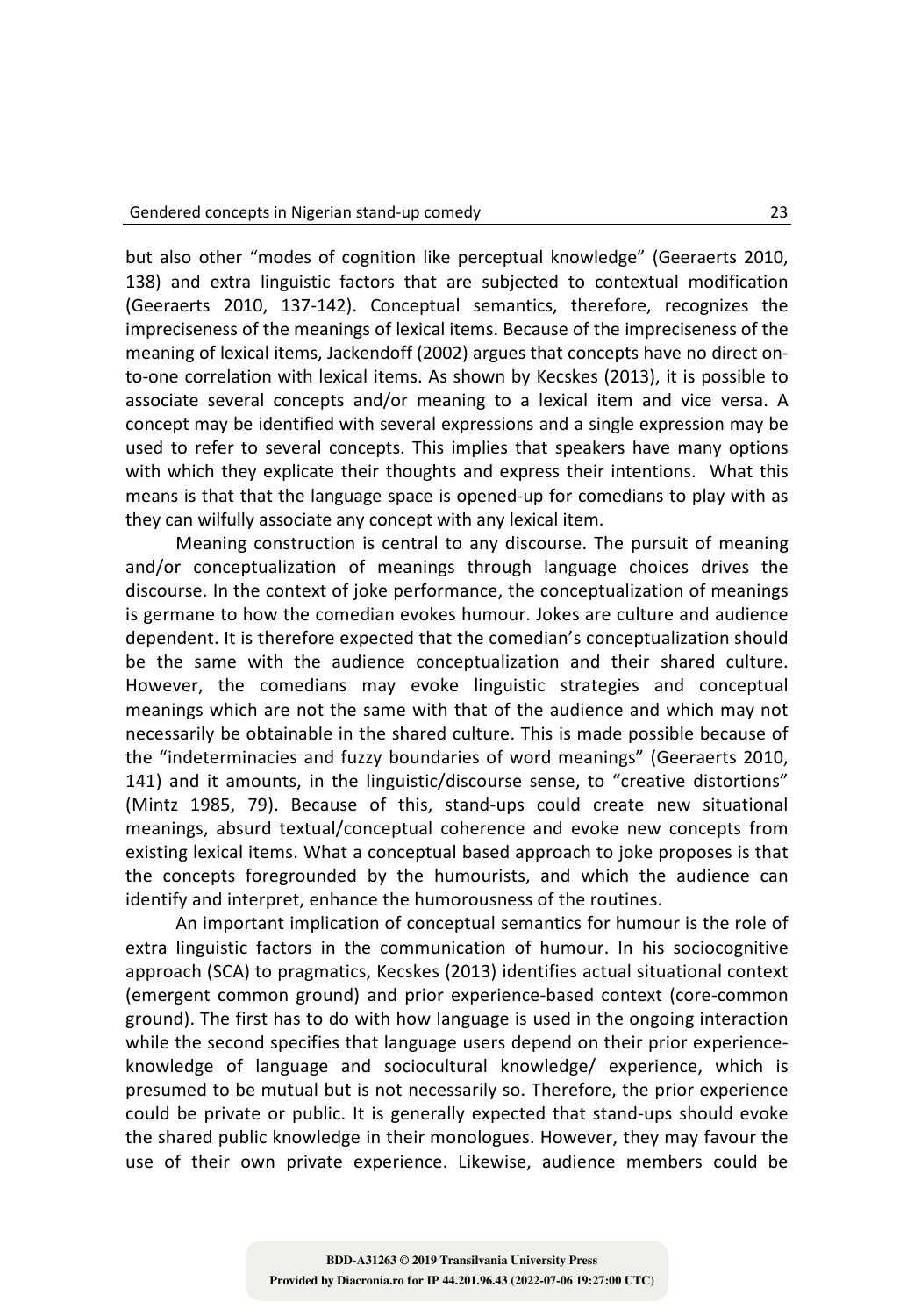but also other "modes of cognition like perceptual knowledge" (Geeraerts 2010, 138) and extra linguistic factors that are subjected to contextual modification (Geeraerts 2010, 137-142). Conceptual semantics, therefore, recognizes the impreciseness of the meanings of lexical items. Because of the impreciseness of the meaning of lexical items, Jackendoff (2002) argues that concepts have no direct on-to-one correlation with lexical items. As shown by Kecskes (2013), it is possible to associate several concepts and/or meaning to a lexical item and vice versa. A concept may be identified with several expressions and a single expression may be used to refer to several concepts. This implies that speakers have many options with which they explicate their thoughts and express their intentions. What this means is that that the language space is opened-up for comedians to play with as they can wilfully associate any concept with any lexical item.

Meaning construction is central to any discourse. The pursuit of meaning and/or conceptualization of meanings through language choices drives the discourse. In the context of joke performance, the conceptualization of meanings is germane to how the comedian evokes humour. Jokes are culture and audience dependent. It is therefore expected that the comedian's conceptualization should be the same with the audience conceptualization and their shared culture. However, the comedians may evoke linguistic strategies and conceptual meanings which are not the same with that of the audience and which may not necessarily be obtainable in the shared culture. This is made possible because of the "indeterminacies and fuzzy boundaries of word meanings" (Geeraerts 2010, 141) and it amounts, in the linguistic/discourse sense, to "creative distortions" (Mintz 1985, 79). Because of this, stand-ups could create new situational meanings, absurd textual/conceptual coherence and evoke new concepts from existing lexical items. What a conceptual based approach to joke proposes is that the concepts foregrounded by the humourists, and which the audience can identify and interpret, enhance the humorousness of the routines.

An important implication of conceptual semantics for humour is the role of extra linguistic factors in the communication of humour. In his sociocognitive approach (SCA) to pragmatics, Kecskes (2013) identifies actual situational context (emergent common ground) and prior experience-based context (core-common ground). The first has to do with how language is used in the ongoing interaction while the second specifies that language users depend on their prior experience-knowledge of language and sociocultural knowledge/ experience, which is presumed to be mutual but is not necessarily so. Therefore, the prior experience could be private or public. It is generally expected that stand-ups should evoke the shared public knowledge in their monologues. However, they may favour the use of their own private experience. Likewise, audience members could be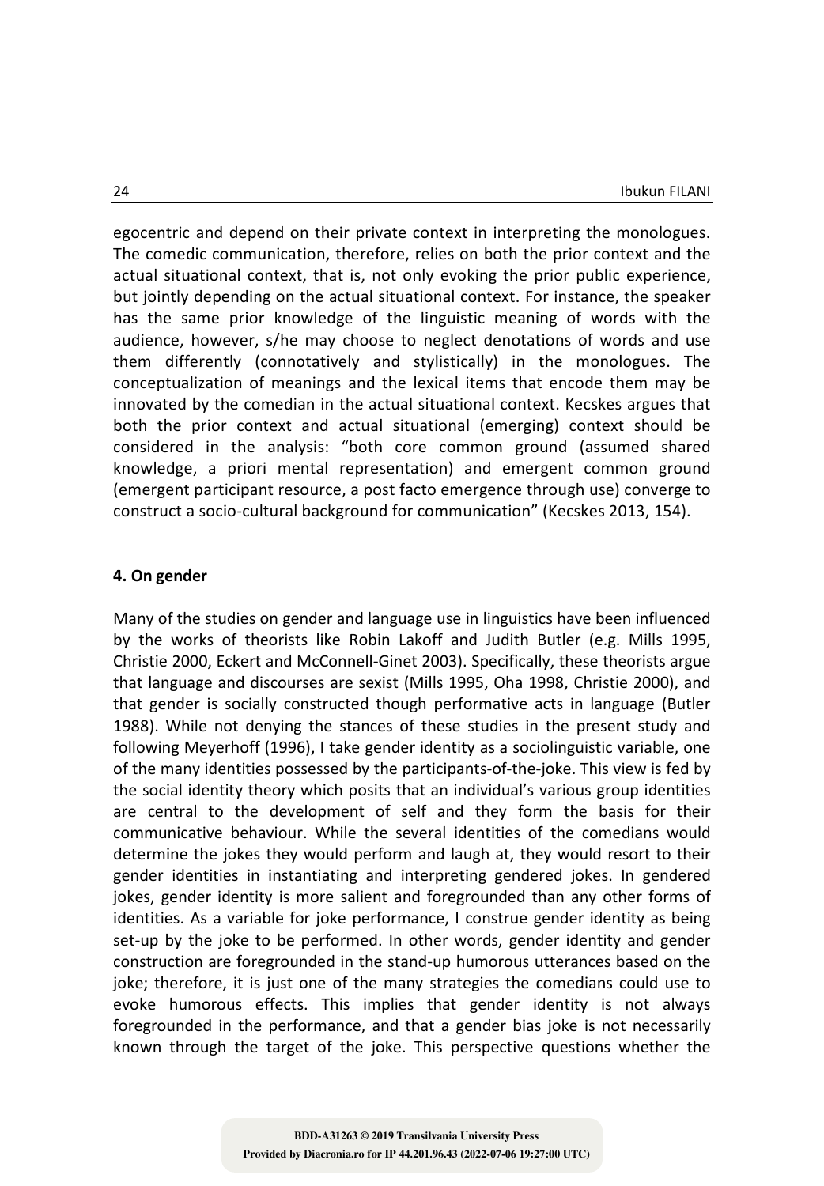egocentric and depend on their private context in interpreting the monologues. The comedic communication, therefore, relies on both the prior context and the actual situational context, that is, not only evoking the prior public experience, but jointly depending on the actual situational context. For instance, the speaker has the same prior knowledge of the linguistic meaning of words with the audience, however, s/he may choose to neglect denotations of words and use them differently (connotatively and stylistically) in the monologues. The conceptualization of meanings and the lexical items that encode them may be innovated by the comedian in the actual situational context. Kecskes argues that both the prior context and actual situational (emerging) context should be considered in the analysis: "both core common ground (assumed shared knowledge, a priori mental representation) and emergent common ground (emergent participant resource, a post facto emergence through use) converge to construct a socio-cultural background for communication" (Kecskes 2013, 154).

## 4. On gender

Many of the studies on gender and language use in linguistics have been influenced by the works of theorists like Robin Lakoff and Judith Butler (e.g. Mills 1995, Christie 2000, Eckert and McConnell-Ginet 2003). Specifically, these theorists argue that language and discourses are sexist (Mills 1995, Oha 1998, Christie 2000), and that gender is socially constructed though performative acts in language (Butler 1988). While not denying the stances of these studies in the present study and following Meyerhoff (1996), I take gender identity as a sociolinguistic variable, one of the many identities possessed by the participants-of-the-joke. This view is fed by the social identity theory which posits that an individual's various group identities are central to the development of self and they form the basis for their communicative behaviour. While the several identities of the comedians would determine the jokes they would perform and laugh at, they would resort to their gender identities in instantiating and interpreting gendered jokes. In gendered jokes, gender identity is more salient and foregrounded than any other forms of identities. As a variable for joke performance, I construe gender identity as being set-up by the joke to be performed. In other words, gender identity and gender construction are foregrounded in the stand-up humorous utterances based on the joke; therefore, it is just one of the many strategies the comedians could use to evoke humorous effects. This implies that gender identity is not always foregrounded in the performance, and that a gender bias joke is not necessarily known through the target of the joke. This perspective questions whether the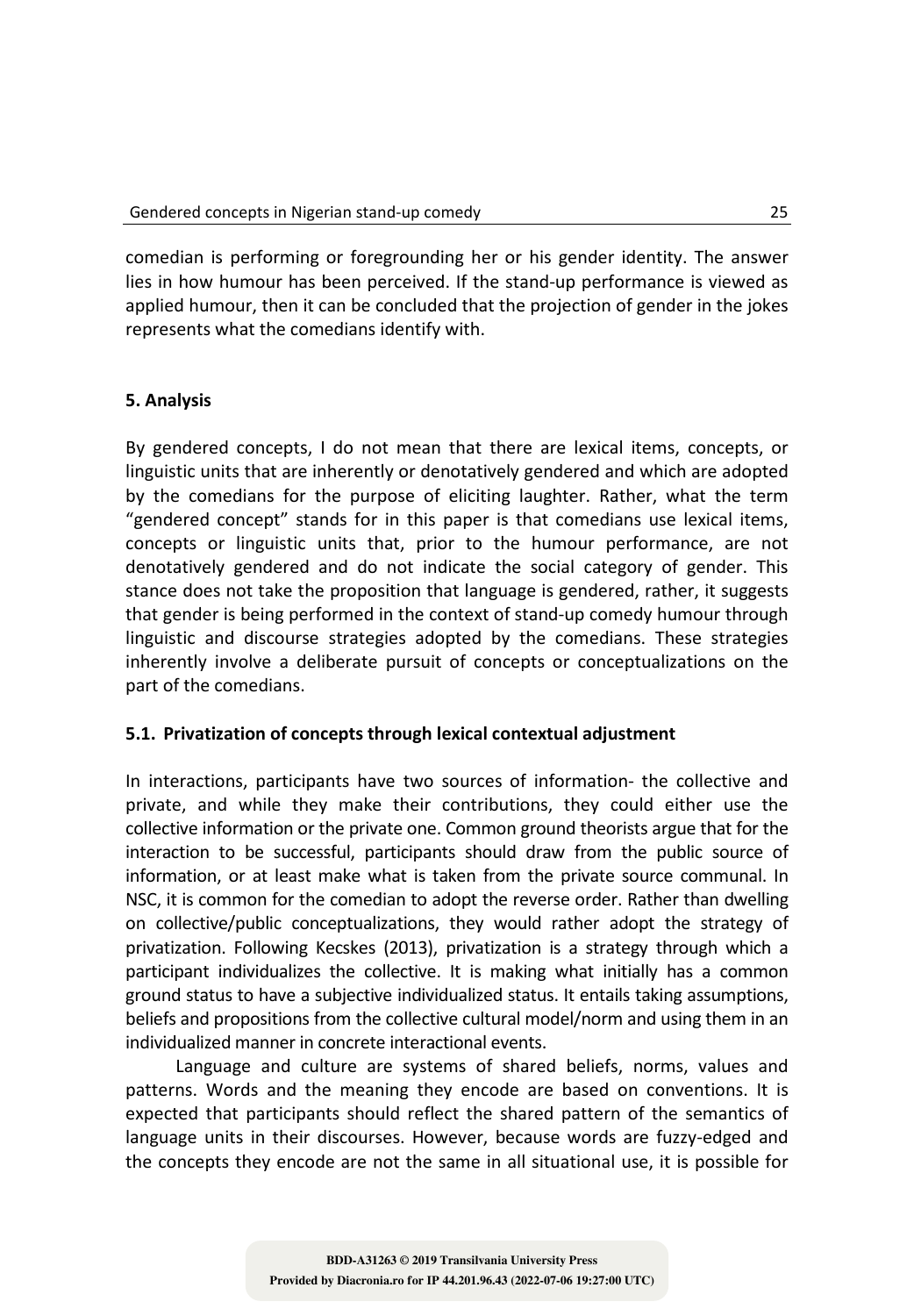comedian is performing or foregrounding her or his gender identity. The answer lies in how humour has been perceived. If the stand-up performance is viewed as applied humour, then it can be concluded that the projection of gender in the jokes represents what the comedians identify with.

## 5. Analysis

By gendered concepts, I do not mean that there are lexical items, concepts, or linguistic units that are inherently or denotatively gendered and which are adopted by the comedians for the purpose of eliciting laughter. Rather, what the term "gendered concept" stands for in this paper is that comedians use lexical items, concepts or linguistic units that, prior to the humour performance, are not denotatively gendered and do not indicate the social category of gender. This stance does not take the proposition that language is gendered, rather, it suggests that gender is being performed in the context of stand-up comedy humour through linguistic and discourse strategies adopted by the comedians. These strategies inherently involve a deliberate pursuit of concepts or conceptualizations on the part of the comedians.

### 5.1. Privatization of concepts through lexical contextual adjustment

In interactions, participants have two sources of information- the collective and private, and while they make their contributions, they could either use the collective information or the private one. Common ground theorists argue that for the interaction to be successful, participants should draw from the public source of information, or at least make what is taken from the private source communal. In NSC, it is common for the comedian to adopt the reverse order. Rather than dwelling on collective/public conceptualizations, they would rather adopt the strategy of privatization. Following Kecskes (2013), privatization is a strategy through which a participant individualizes the collective. It is making what initially has a common ground status to have a subjective individualized status. It entails taking assumptions, beliefs and propositions from the collective cultural model/norm and using them in an individualized manner in concrete interactional events.

Language and culture are systems of shared beliefs, norms, values and patterns. Words and the meaning they encode are based on conventions. It is expected that participants should reflect the shared pattern of the semantics of language units in their discourses. However, because words are fuzzy-edged and the concepts they encode are not the same in all situational use, it is possible for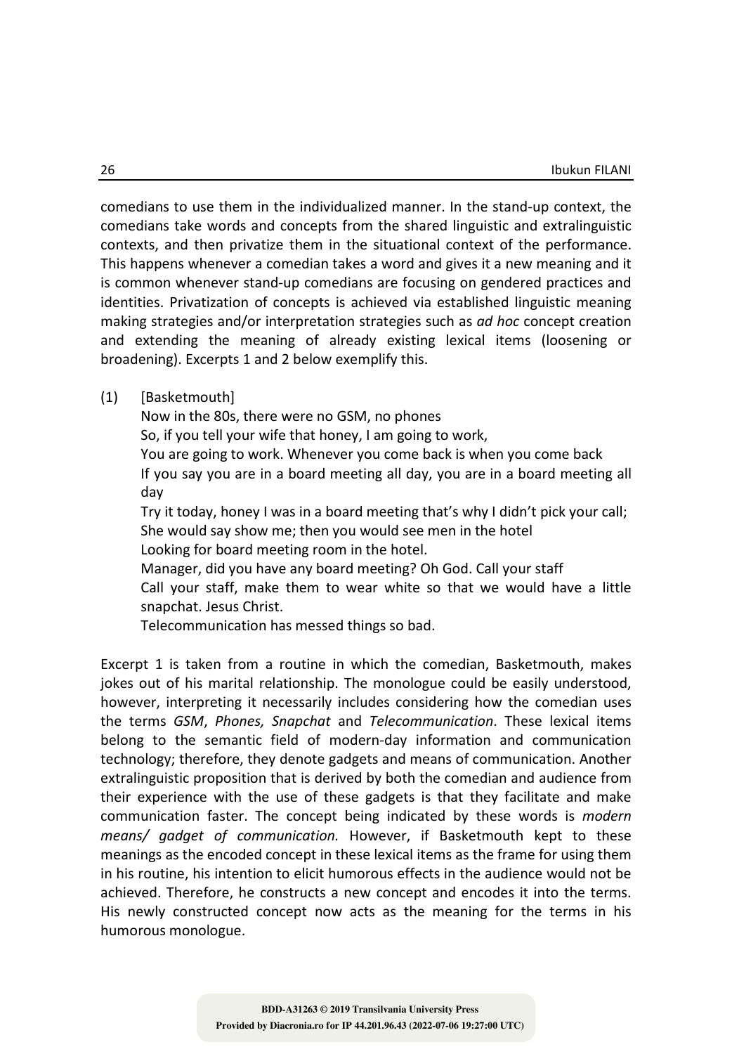comedians to use them in the individualized manner. In the stand-up context, the comedians take words and concepts from the shared linguistic and extralinguistic contexts, and then privatize them in the situational context of the performance. This happens whenever a comedian takes a word and gives it a new meaning and it is common whenever stand-up comedians are focusing on gendered practices and identities. Privatization of concepts is achieved via established linguistic meaning making strategies and/or interpretation strategies such as *ad hoc* concept creation and extending the meaning of already existing lexical items (loosening or broadening). Excerpts 1 and 2 below exemplify this.

(1) [Basketmouth]

Now in the 80s, there were no GSM, no phones
So, if you tell your wife that honey, I am going to work,
You are going to work. Whenever you come back is when you come back
If you say you are in a board meeting all day, you are in a board meeting all day
Try it today, honey I was in a board meeting that's why I didn't pick your call;
She would say show me; then you would see men in the hotel
Looking for board meeting room in the hotel.
Manager, did you have any board meeting? Oh God. Call your staff
Call your staff, make them to wear white so that we would have a little snapchat. Jesus Christ.
Telecommunication has messed things so bad.

Excerpt 1 is taken from a routine in which the comedian, Basketmouth, makes jokes out of his marital relationship. The monologue could be easily understood, however, interpreting it necessarily includes considering how the comedian uses the terms *GSM*, *Phones, Snapchat* and *Telecommunication*. These lexical items belong to the semantic field of modern-day information and communication technology; therefore, they denote gadgets and means of communication. Another extralinguistic proposition that is derived by both the comedian and audience from their experience with the use of these gadgets is that they facilitate and make communication faster. The concept being indicated by these words is *modern means/ gadget of communication.* However, if Basketmouth kept to these meanings as the encoded concept in these lexical items as the frame for using them in his routine, his intention to elicit humorous effects in the audience would not be achieved. Therefore, he constructs a new concept and encodes it into the terms. His newly constructed concept now acts as the meaning for the terms in his humorous monologue.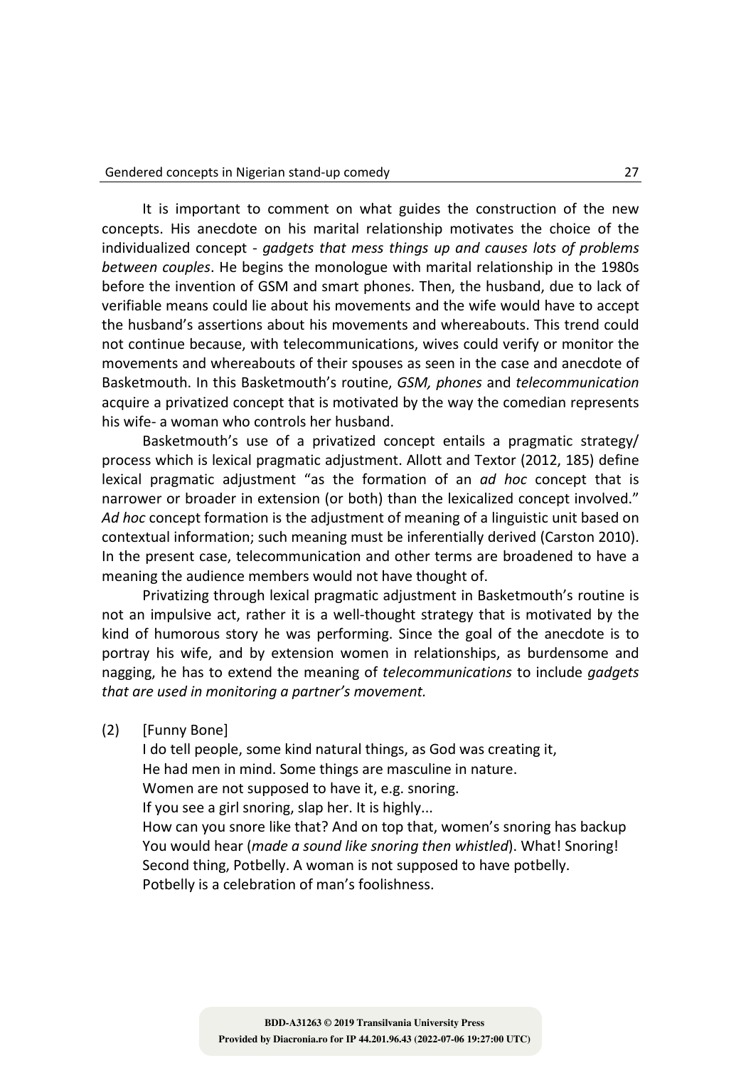It is important to comment on what guides the construction of the new concepts. His anecdote on his marital relationship motivates the choice of the individualized concept - *gadgets that mess things up and causes lots of problems between couples*. He begins the monologue with marital relationship in the 1980s before the invention of GSM and smart phones. Then, the husband, due to lack of verifiable means could lie about his movements and the wife would have to accept the husband's assertions about his movements and whereabouts. This trend could not continue because, with telecommunications, wives could verify or monitor the movements and whereabouts of their spouses as seen in the case and anecdote of Basketmouth. In this Basketmouth's routine, *GSM, phones* and *telecommunication* acquire a privatized concept that is motivated by the way the comedian represents his wife- a woman who controls her husband.

Basketmouth's use of a privatized concept entails a pragmatic strategy/ process which is lexical pragmatic adjustment. Allott and Textor (2012, 185) define lexical pragmatic adjustment "as the formation of an *ad hoc* concept that is narrower or broader in extension (or both) than the lexicalized concept involved." *Ad hoc* concept formation is the adjustment of meaning of a linguistic unit based on contextual information; such meaning must be inferentially derived (Carston 2010). In the present case, telecommunication and other terms are broadened to have a meaning the audience members would not have thought of.

Privatizing through lexical pragmatic adjustment in Basketmouth's routine is not an impulsive act, rather it is a well-thought strategy that is motivated by the kind of humorous story he was performing. Since the goal of the anecdote is to portray his wife, and by extension women in relationships, as burdensome and nagging, he has to extend the meaning of *telecommunications* to include *gadgets that are used in monitoring a partner's movement.*

(2) [Funny Bone]

I do tell people, some kind natural things, as God was creating it,
He had men in mind. Some things are masculine in nature.
Women are not supposed to have it, e.g. snoring.
If you see a girl snoring, slap her. It is highly...
How can you snore like that? And on top that, women's snoring has backup
You would hear (*made a sound like snoring then whistled*). What! Snoring!
Second thing, Potbelly. A woman is not supposed to have potbelly.
Potbelly is a celebration of man's foolishness.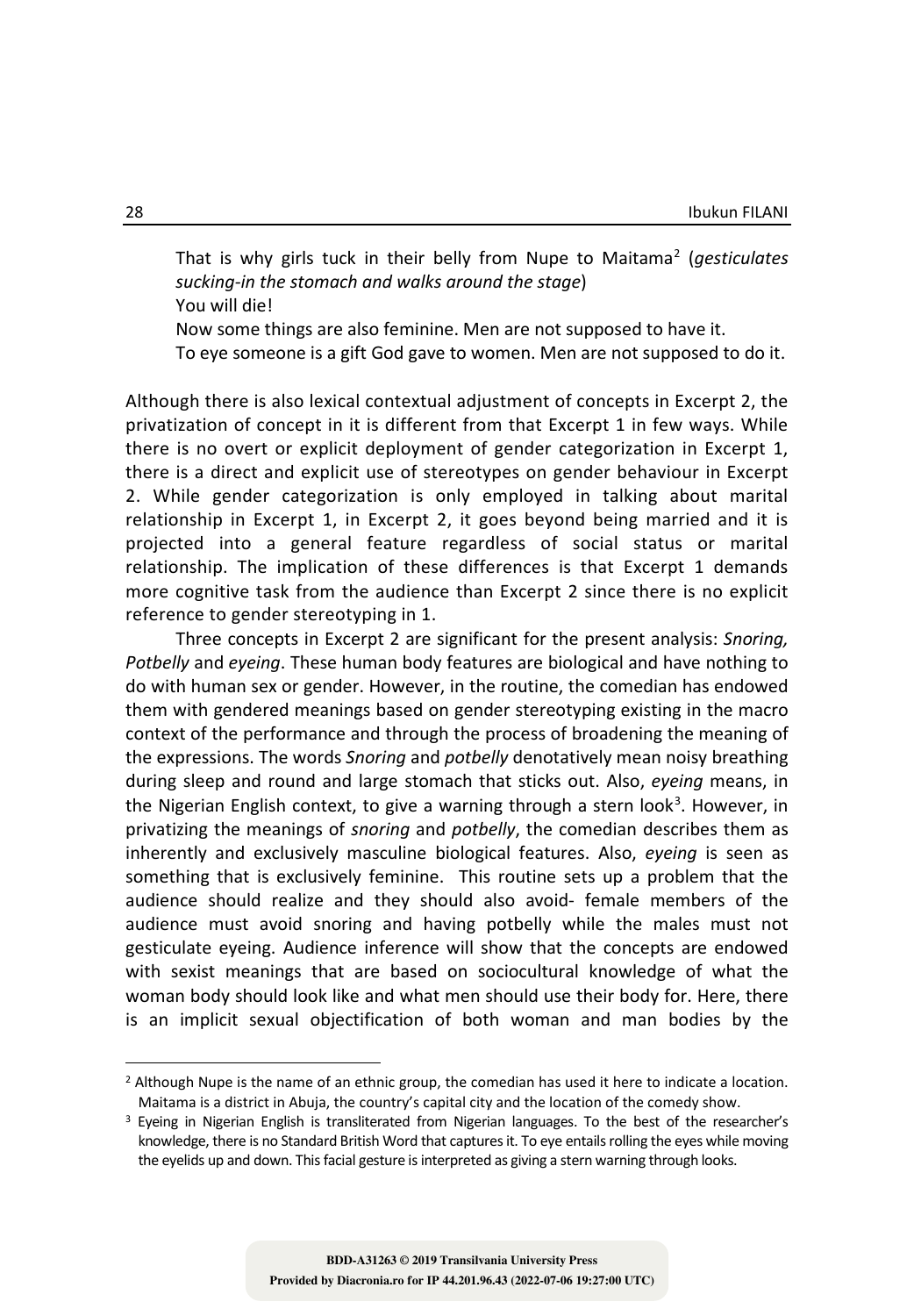That is why girls tuck in their belly from Nupe to Maitama[2] (*gesticulates sucking-in the stomach and walks around the stage*)
You will die!
Now some things are also feminine. Men are not supposed to have it.
To eye someone is a gift God gave to women. Men are not supposed to do it.

Although there is also lexical contextual adjustment of concepts in Excerpt 2, the privatization of concept in it is different from that Excerpt 1 in few ways. While there is no overt or explicit deployment of gender categorization in Excerpt 1, there is a direct and explicit use of stereotypes on gender behaviour in Excerpt 2. While gender categorization is only employed in talking about marital relationship in Excerpt 1, in Excerpt 2, it goes beyond being married and it is projected into a general feature regardless of social status or marital relationship. The implication of these differences is that Excerpt 1 demands more cognitive task from the audience than Excerpt 2 since there is no explicit reference to gender stereotyping in 1.

Three concepts in Excerpt 2 are significant for the present analysis: *Snoring, Potbelly* and *eyeing*. These human body features are biological and have nothing to do with human sex or gender. However, in the routine, the comedian has endowed them with gendered meanings based on gender stereotyping existing in the macro context of the performance and through the process of broadening the meaning of the expressions. The words *Snoring* and *potbelly* denotatively mean noisy breathing during sleep and round and large stomach that sticks out. Also, *eyeing* means, in the Nigerian English context, to give a warning through a stern look[3]. However, in privatizing the meanings of *snoring* and *potbelly*, the comedian describes them as inherently and exclusively masculine biological features. Also, *eyeing* is seen as something that is exclusively feminine. This routine sets up a problem that the audience should realize and they should also avoid- female members of the audience must avoid snoring and having potbelly while the males must not gesticulate eyeing. Audience inference will show that the concepts are endowed with sexist meanings that are based on sociocultural knowledge of what the woman body should look like and what men should use their body for. Here, there is an implicit sexual objectification of both woman and man bodies by the

---

[2] Although Nupe is the name of an ethnic group, the comedian has used it here to indicate a location. Maitama is a district in Abuja, the country's capital city and the location of the comedy show.

[3] Eyeing in Nigerian English is transliterated from Nigerian languages. To the best of the researcher's knowledge, there is no Standard British Word that captures it. To eye entails rolling the eyes while moving the eyelids up and down. This facial gesture is interpreted as giving a stern warning through looks.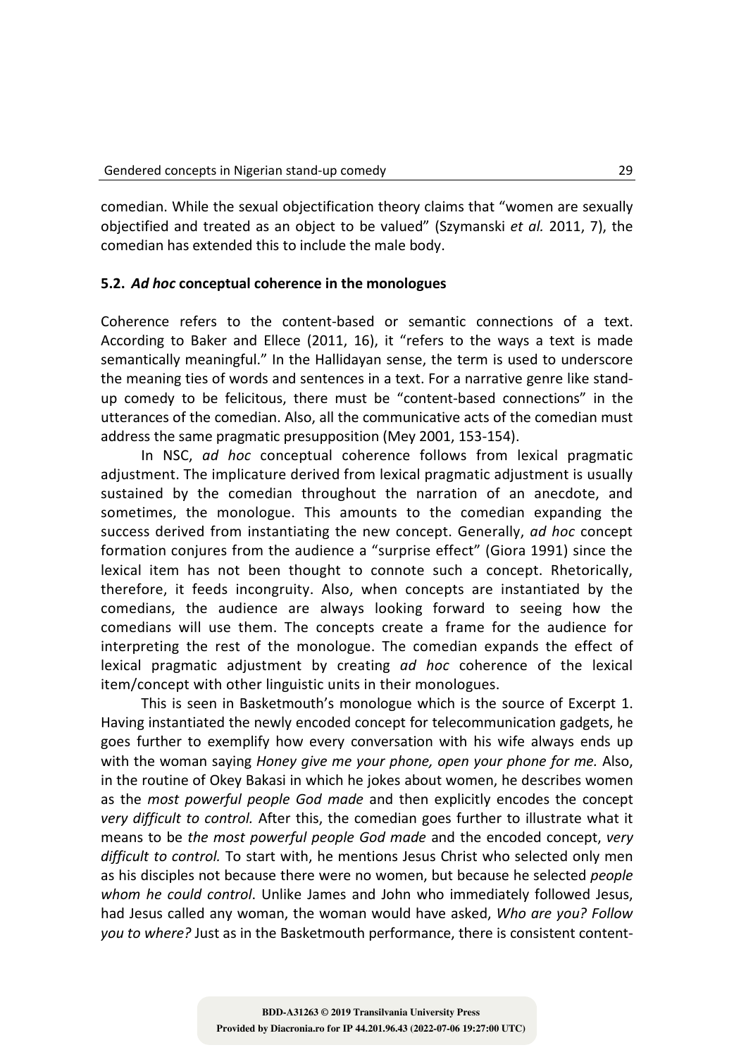comedian. While the sexual objectification theory claims that "women are sexually objectified and treated as an object to be valued" (Szymanski *et al.* 2011, 7), the comedian has extended this to include the male body.

### 5.2. *Ad hoc* conceptual coherence in the monologues

Coherence refers to the content-based or semantic connections of a text. According to Baker and Ellece (2011, 16), it "refers to the ways a text is made semantically meaningful." In the Hallidayan sense, the term is used to underscore the meaning ties of words and sentences in a text. For a narrative genre like stand-up comedy to be felicitous, there must be "content-based connections" in the utterances of the comedian. Also, all the communicative acts of the comedian must address the same pragmatic presupposition (Mey 2001, 153-154).

In NSC, *ad hoc* conceptual coherence follows from lexical pragmatic adjustment. The implicature derived from lexical pragmatic adjustment is usually sustained by the comedian throughout the narration of an anecdote, and sometimes, the monologue. This amounts to the comedian expanding the success derived from instantiating the new concept. Generally, *ad hoc* concept formation conjures from the audience a "surprise effect" (Giora 1991) since the lexical item has not been thought to connote such a concept. Rhetorically, therefore, it feeds incongruity. Also, when concepts are instantiated by the comedians, the audience are always looking forward to seeing how the comedians will use them. The concepts create a frame for the audience for interpreting the rest of the monologue. The comedian expands the effect of lexical pragmatic adjustment by creating *ad hoc* coherence of the lexical item/concept with other linguistic units in their monologues.

This is seen in Basketmouth's monologue which is the source of Excerpt 1. Having instantiated the newly encoded concept for telecommunication gadgets, he goes further to exemplify how every conversation with his wife always ends up with the woman saying *Honey give me your phone, open your phone for me.* Also, in the routine of Okey Bakasi in which he jokes about women, he describes women as the *most powerful people God made* and then explicitly encodes the concept *very difficult to control.* After this, the comedian goes further to illustrate what it means to be *the most powerful people God made* and the encoded concept, *very difficult to control.* To start with, he mentions Jesus Christ who selected only men as his disciples not because there were no women, but because he selected *people whom he could control*. Unlike James and John who immediately followed Jesus, had Jesus called any woman, the woman would have asked, *Who are you? Follow you to where?* Just as in the Basketmouth performance, there is consistent content-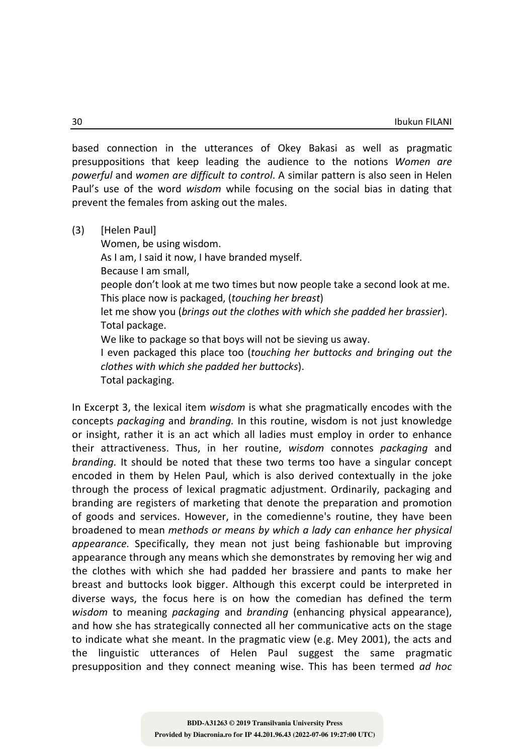based connection in the utterances of Okey Bakasi as well as pragmatic presuppositions that keep leading the audience to the notions *Women are powerful* and *women are difficult to control*. A similar pattern is also seen in Helen Paul's use of the word *wisdom* while focusing on the social bias in dating that prevent the females from asking out the males.

(3) [Helen Paul]
Women, be using wisdom.
As I am, I said it now, I have branded myself.
Because I am small,
people don't look at me two times but now people take a second look at me.
This place now is packaged, (*touching her breast*)
let me show you (*brings out the clothes with which she padded her brassier*).
Total package.
We like to package so that boys will not be sieving us away.
I even packaged this place too (*touching her buttocks and bringing out the clothes with which she padded her buttocks*).
Total packaging.

In Excerpt 3, the lexical item *wisdom* is what she pragmatically encodes with the concepts *packaging* and *branding.* In this routine, wisdom is not just knowledge or insight, rather it is an act which all ladies must employ in order to enhance their attractiveness. Thus, in her routine, *wisdom* connotes *packaging* and *branding.* It should be noted that these two terms too have a singular concept encoded in them by Helen Paul, which is also derived contextually in the joke through the process of lexical pragmatic adjustment. Ordinarily, packaging and branding are registers of marketing that denote the preparation and promotion of goods and services. However, in the comedienne's routine, they have been broadened to mean *methods or means by which a lady can enhance her physical appearance.* Specifically, they mean not just being fashionable but improving appearance through any means which she demonstrates by removing her wig and the clothes with which she had padded her brassiere and pants to make her breast and buttocks look bigger. Although this excerpt could be interpreted in diverse ways, the focus here is on how the comedian has defined the term *wisdom* to meaning *packaging* and *branding* (enhancing physical appearance), and how she has strategically connected all her communicative acts on the stage to indicate what she meant. In the pragmatic view (e.g. Mey 2001), the acts and the linguistic utterances of Helen Paul suggest the same pragmatic presupposition and they connect meaning wise. This has been termed *ad hoc*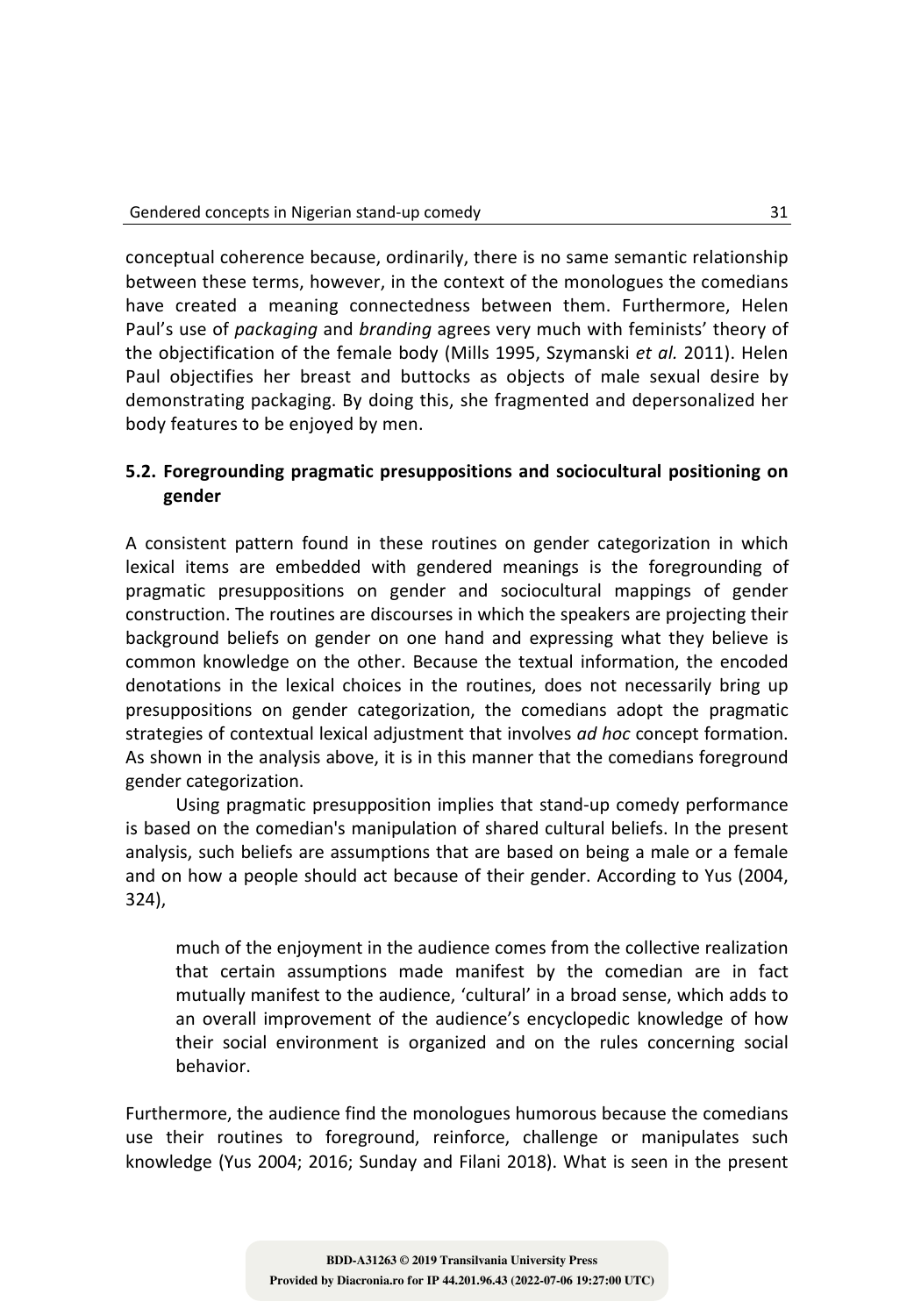conceptual coherence because, ordinarily, there is no same semantic relationship between these terms, however, in the context of the monologues the comedians have created a meaning connectedness between them. Furthermore, Helen Paul's use of *packaging* and *branding* agrees very much with feminists' theory of the objectification of the female body (Mills 1995, Szymanski *et al.* 2011). Helen Paul objectifies her breast and buttocks as objects of male sexual desire by demonstrating packaging. By doing this, she fragmented and depersonalized her body features to be enjoyed by men.

## 5.2. Foregrounding pragmatic presuppositions and sociocultural positioning on gender

A consistent pattern found in these routines on gender categorization in which lexical items are embedded with gendered meanings is the foregrounding of pragmatic presuppositions on gender and sociocultural mappings of gender construction. The routines are discourses in which the speakers are projecting their background beliefs on gender on one hand and expressing what they believe is common knowledge on the other. Because the textual information, the encoded denotations in the lexical choices in the routines, does not necessarily bring up presuppositions on gender categorization, the comedians adopt the pragmatic strategies of contextual lexical adjustment that involves *ad hoc* concept formation. As shown in the analysis above, it is in this manner that the comedians foreground gender categorization.

Using pragmatic presupposition implies that stand-up comedy performance is based on the comedian's manipulation of shared cultural beliefs. In the present analysis, such beliefs are assumptions that are based on being a male or a female and on how a people should act because of their gender. According to Yus (2004, 324),

> much of the enjoyment in the audience comes from the collective realization that certain assumptions made manifest by the comedian are in fact mutually manifest to the audience, 'cultural' in a broad sense, which adds to an overall improvement of the audience's encyclopedic knowledge of how their social environment is organized and on the rules concerning social behavior.

Furthermore, the audience find the monologues humorous because the comedians use their routines to foreground, reinforce, challenge or manipulates such knowledge (Yus 2004; 2016; Sunday and Filani 2018). What is seen in the present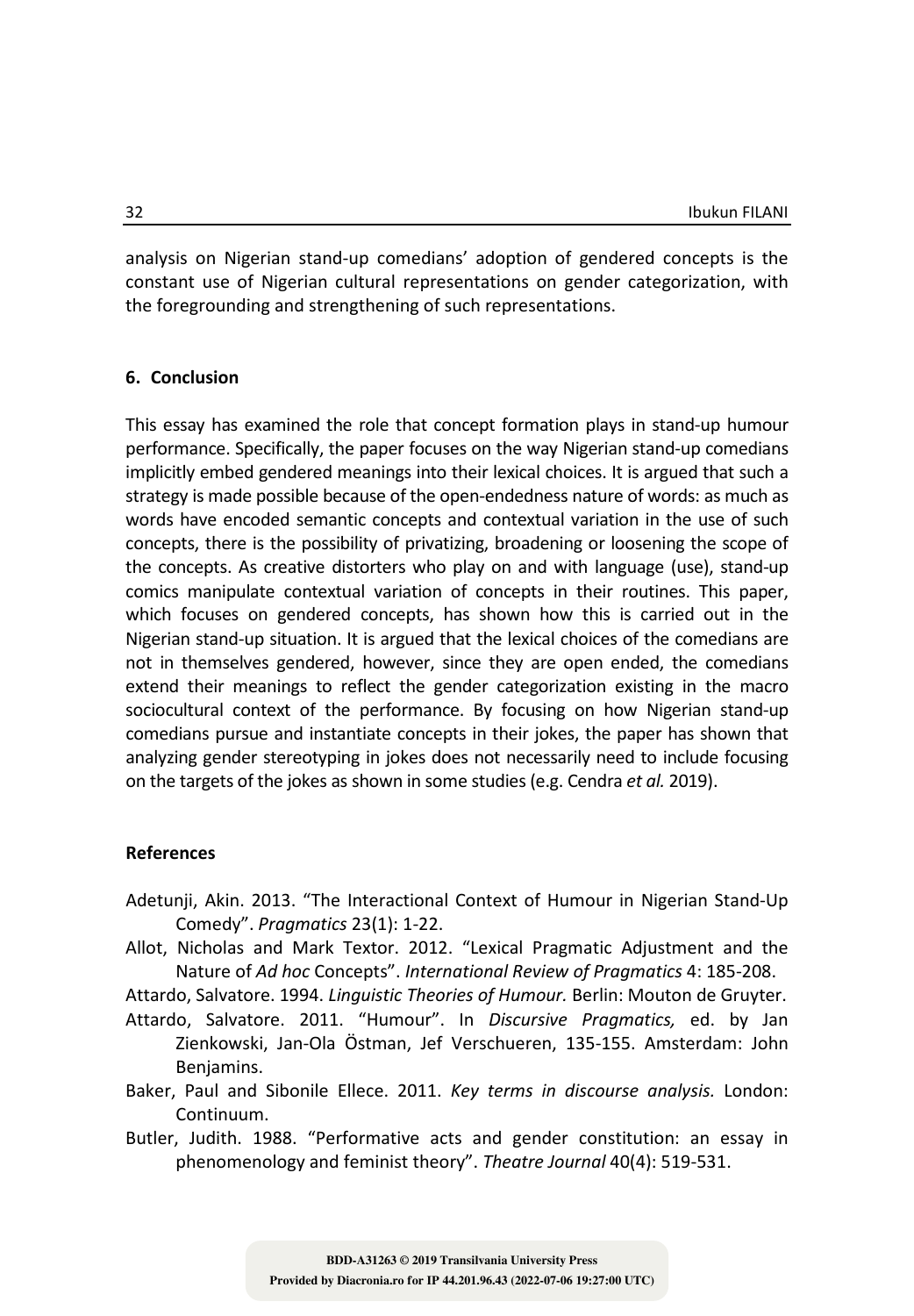analysis on Nigerian stand-up comedians' adoption of gendered concepts is the constant use of Nigerian cultural representations on gender categorization, with the foregrounding and strengthening of such representations.

## 6. Conclusion

This essay has examined the role that concept formation plays in stand-up humour performance. Specifically, the paper focuses on the way Nigerian stand-up comedians implicitly embed gendered meanings into their lexical choices. It is argued that such a strategy is made possible because of the open-endedness nature of words: as much as words have encoded semantic concepts and contextual variation in the use of such concepts, there is the possibility of privatizing, broadening or loosening the scope of the concepts. As creative distorters who play on and with language (use), stand-up comics manipulate contextual variation of concepts in their routines. This paper, which focuses on gendered concepts, has shown how this is carried out in the Nigerian stand-up situation. It is argued that the lexical choices of the comedians are not in themselves gendered, however, since they are open ended, the comedians extend their meanings to reflect the gender categorization existing in the macro sociocultural context of the performance. By focusing on how Nigerian stand-up comedians pursue and instantiate concepts in their jokes, the paper has shown that analyzing gender stereotyping in jokes does not necessarily need to include focusing on the targets of the jokes as shown in some studies (e.g. Cendra *et al.* 2019).

## References

Adetunji, Akin. 2013. "The Interactional Context of Humour in Nigerian Stand-Up Comedy". *Pragmatics* 23(1): 1-22.

Allot, Nicholas and Mark Textor. 2012. "Lexical Pragmatic Adjustment and the Nature of *Ad hoc* Concepts". *International Review of Pragmatics* 4: 185-208.

Attardo, Salvatore. 1994. *Linguistic Theories of Humour.* Berlin: Mouton de Gruyter.

Attardo, Salvatore. 2011. "Humour". In *Discursive Pragmatics,* ed. by Jan Zienkowski, Jan-Ola Östman, Jef Verschueren, 135-155. Amsterdam: John Benjamins.

Baker, Paul and Sibonile Ellece. 2011. *Key terms in discourse analysis.* London: Continuum.

Butler, Judith. 1988. "Performative acts and gender constitution: an essay in phenomenology and feminist theory". *Theatre Journal* 40(4): 519-531.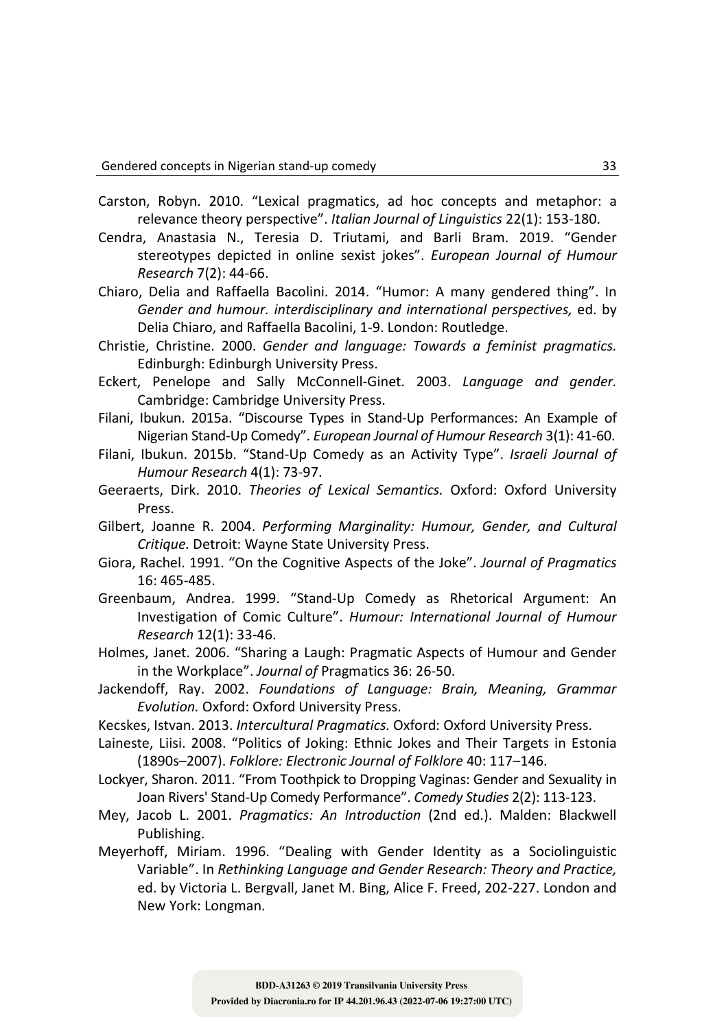Carston, Robyn. 2010. “Lexical pragmatics, ad hoc concepts and metaphor: a relevance theory perspective”. *Italian Journal of Linguistics* 22(1): 153-180.

Cendra, Anastasia N., Teresia D. Triutami, and Barli Bram. 2019. “Gender stereotypes depicted in online sexist jokes”. *European Journal of Humour Research* 7(2): 44-66.

Chiaro, Delia and Raffaella Bacolini. 2014. “Humor: A many gendered thing”. In *Gender and humour. interdisciplinary and international perspectives,* ed. by Delia Chiaro, and Raffaella Bacolini, 1-9. London: Routledge.

Christie, Christine. 2000. *Gender and language: Towards a feminist pragmatics.* Edinburgh: Edinburgh University Press.

Eckert, Penelope and Sally McConnell-Ginet. 2003. *Language and gender.* Cambridge: Cambridge University Press.

Filani, Ibukun. 2015a. “Discourse Types in Stand-Up Performances: An Example of Nigerian Stand-Up Comedy”. *European Journal of Humour Research* 3(1): 41-60.

Filani, Ibukun. 2015b. “Stand-Up Comedy as an Activity Type”. *Israeli Journal of Humour Research* 4(1): 73-97.

Geeraerts, Dirk. 2010. *Theories of Lexical Semantics.* Oxford: Oxford University Press.

Gilbert, Joanne R. 2004. *Performing Marginality: Humour, Gender, and Cultural Critique.* Detroit: Wayne State University Press.

Giora, Rachel. 1991. “On the Cognitive Aspects of the Joke”. *Journal of Pragmatics* 16: 465-485.

Greenbaum, Andrea. 1999. “Stand-Up Comedy as Rhetorical Argument: An Investigation of Comic Culture”. *Humour: International Journal of Humour Research* 12(1): 33-46.

Holmes, Janet. 2006. “Sharing a Laugh: Pragmatic Aspects of Humour and Gender in the Workplace”. *Journal of* Pragmatics 36: 26-50.

Jackendoff, Ray. 2002. *Foundations of Language: Brain, Meaning, Grammar Evolution.* Oxford: Oxford University Press.

Kecskes, Istvan. 2013. *Intercultural Pragmatics.* Oxford: Oxford University Press.

Laineste, Liisi. 2008. “Politics of Joking: Ethnic Jokes and Their Targets in Estonia (1890s–2007). *Folklore: Electronic Journal of Folklore* 40: 117–146.

Lockyer, Sharon. 2011. “From Toothpick to Dropping Vaginas: Gender and Sexuality in Joan Rivers' Stand-Up Comedy Performance”. *Comedy Studies* 2(2): 113-123.

Mey, Jacob L. 2001. *Pragmatics: An Introduction* (2nd ed.). Malden: Blackwell Publishing.

Meyerhoff, Miriam. 1996. “Dealing with Gender Identity as a Sociolinguistic Variable”. In *Rethinking Language and Gender Research: Theory and Practice,* ed. by Victoria L. Bergvall, Janet M. Bing, Alice F. Freed, 202-227. London and New York: Longman.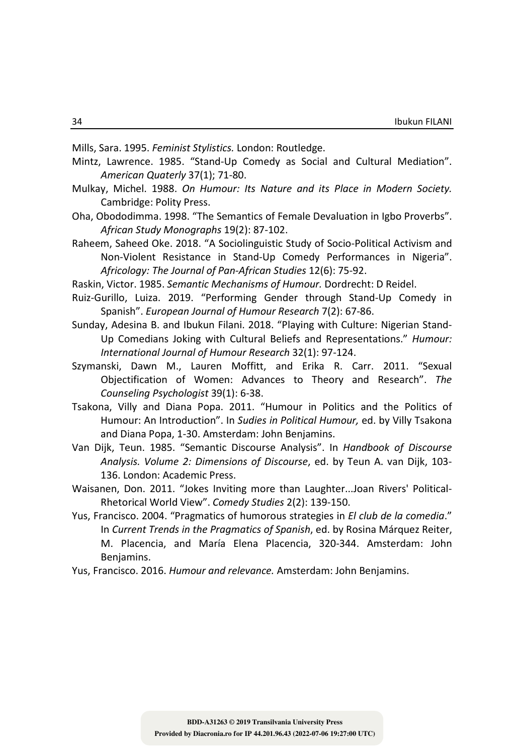Mills, Sara. 1995. *Feminist Stylistics.* London: Routledge.

Mintz, Lawrence. 1985. "Stand-Up Comedy as Social and Cultural Mediation". *American Quaterly* 37(1); 71-80.

Mulkay, Michel. 1988. *On Humour: Its Nature and its Place in Modern Society.* Cambridge: Polity Press.

Oha, Obododimma. 1998. "The Semantics of Female Devaluation in Igbo Proverbs". *African Study Monographs* 19(2): 87-102.

Raheem, Saheed Oke. 2018. "A Sociolinguistic Study of Socio-Political Activism and Non-Violent Resistance in Stand-Up Comedy Performances in Nigeria". *Africology: The Journal of Pan-African Studies* 12(6): 75-92.

Raskin, Victor. 1985. *Semantic Mechanisms of Humour.* Dordrecht: D Reidel.

Ruiz-Gurillo, Luiza. 2019. "Performing Gender through Stand-Up Comedy in Spanish". *European Journal of Humour Research* 7(2): 67-86.

Sunday, Adesina B. and Ibukun Filani. 2018. "Playing with Culture: Nigerian Stand-Up Comedians Joking with Cultural Beliefs and Representations." *Humour: International Journal of Humour Research* 32(1): 97-124.

Szymanski, Dawn M., Lauren Moffitt, and Erika R. Carr. 2011. "Sexual Objectification of Women: Advances to Theory and Research". *The Counseling Psychologist* 39(1): 6-38.

Tsakona, Villy and Diana Popa. 2011. "Humour in Politics and the Politics of Humour: An Introduction". In *Sudies in Political Humour,* ed. by Villy Tsakona and Diana Popa, 1-30. Amsterdam: John Benjamins.

Van Dijk, Teun. 1985. "Semantic Discourse Analysis". In *Handbook of Discourse Analysis. Volume 2: Dimensions of Discourse*, ed. by Teun A. van Dijk, 103-136. London: Academic Press.

Waisanen, Don. 2011. "Jokes Inviting more than Laughter...Joan Rivers' Political-Rhetorical World View". *Comedy Studies* 2(2): 139-150.

Yus, Francisco. 2004. "Pragmatics of humorous strategies in *El club de la comedia*." In *Current Trends in the Pragmatics of Spanish*, ed. by Rosina Márquez Reiter, M. Placencia, and María Elena Placencia, 320-344. Amsterdam: John Benjamins.

Yus, Francisco. 2016. *Humour and relevance.* Amsterdam: John Benjamins.